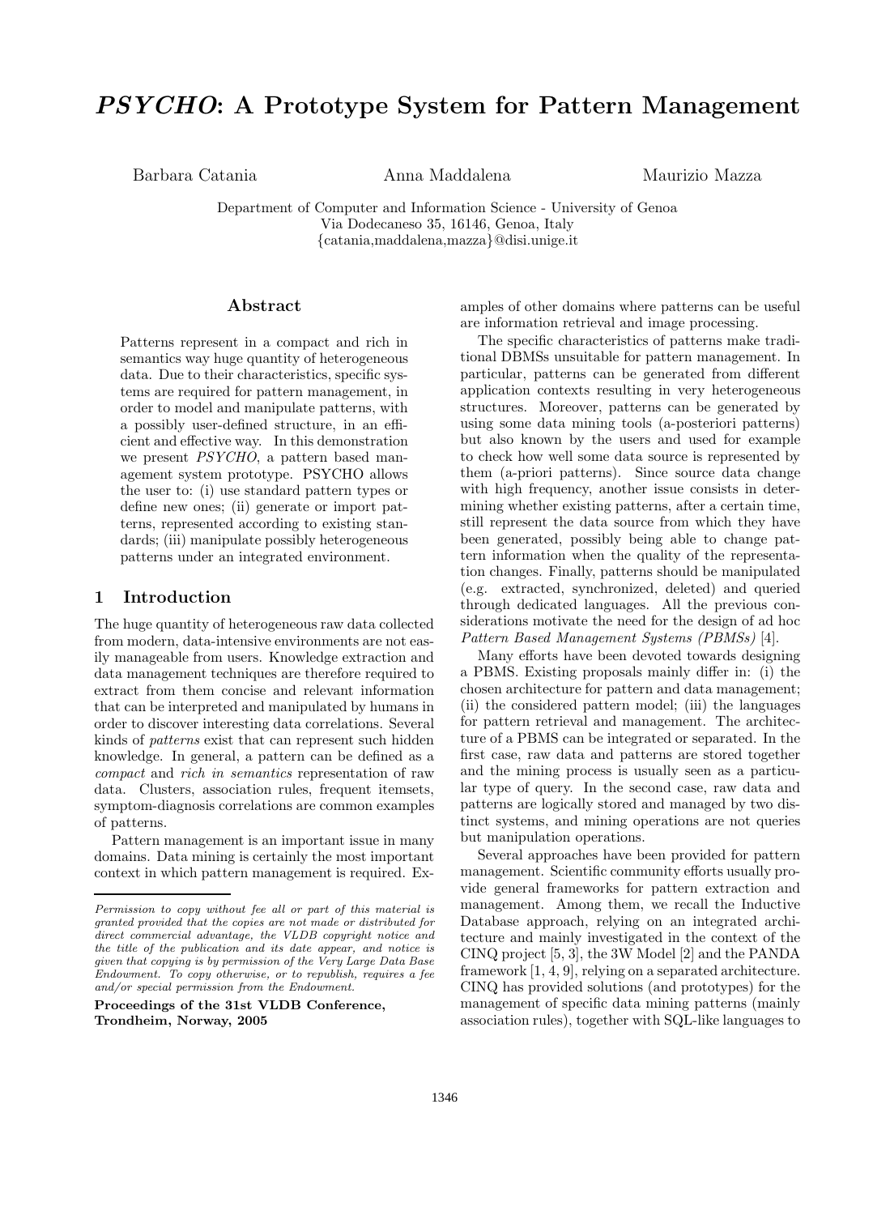# *PSYCHO*: A Prototype System for Pattern Management

Barbara Catania    Anna Maddalena    Maurizio Mazza

Department of Computer and Information Science - University of Genoa
Via Dodecaneso 35, 16146, Genoa, Italy
{catania,maddalena,mazza}@disi.unige.it

## Abstract

Patterns represent in a compact and rich in semantics way huge quantity of heterogeneous data. Due to their characteristics, specific systems are required for pattern management, in order to model and manipulate patterns, with a possibly user-defined structure, in an efficient and effective way. In this demonstration we present *PSYCHO*, a pattern based management system prototype. PSYCHO allows the user to: (i) use standard pattern types or define new ones; (ii) generate or import patterns, represented according to existing standards; (iii) manipulate possibly heterogeneous patterns under an integrated environment.

## 1 Introduction

The huge quantity of heterogeneous raw data collected from modern, data-intensive environments are not easily manageable from users. Knowledge extraction and data management techniques are therefore required to extract from them concise and relevant information that can be interpreted and manipulated by humans in order to discover interesting data correlations. Several kinds of *patterns* exist that can represent such hidden knowledge. In general, a pattern can be defined as a *compact* and *rich in semantics* representation of raw data. Clusters, association rules, frequent itemsets, symptom-diagnosis correlations are common examples of patterns.

Pattern management is an important issue in many domains. Data mining is certainly the most important context in which pattern management is required. Examples of other domains where patterns can be useful are information retrieval and image processing.

The specific characteristics of patterns make traditional DBMSs unsuitable for pattern management. In particular, patterns can be generated from different application contexts resulting in very heterogeneous structures. Moreover, patterns can be generated by using some data mining tools (a-posteriori patterns) but also known by the users and used for example to check how well some data source is represented by them (a-priori patterns). Since source data change with high frequency, another issue consists in determining whether existing patterns, after a certain time, still represent the data source from which they have been generated, possibly being able to change pattern information when the quality of the representation changes. Finally, patterns should be manipulated (e.g. extracted, synchronized, deleted) and queried through dedicated languages. All the previous considerations motivate the need for the design of ad hoc *Pattern Based Management Systems (PBMSs)* [4].

Many efforts have been devoted towards designing a PBMS. Existing proposals mainly differ in: (i) the chosen architecture for pattern and data management; (ii) the considered pattern model; (iii) the languages for pattern retrieval and management. The architecture of a PBMS can be integrated or separated. In the first case, raw data and patterns are stored together and the mining process is usually seen as a particular type of query. In the second case, raw data and patterns are logically stored and managed by two distinct systems, and mining operations are not queries but manipulation operations.

Several approaches have been provided for pattern management. Scientific community efforts usually provide general frameworks for pattern extraction and management. Among them, we recall the Inductive Database approach, relying on an integrated architecture and mainly investigated in the context of the CINQ project [5, 3], the 3W Model [2] and the PANDA framework [1, 4, 9], relying on a separated architecture. CINQ has provided solutions (and prototypes) for the management of specific data mining patterns (mainly association rules), together with SQL-like languages to

*Permission to copy without fee all or part of this material is granted provided that the copies are not made or distributed for direct commercial advantage, the VLDB copyright notice and the title of the publication and its date appear, and notice is given that copying is by permission of the Very Large Data Base Endowment. To copy otherwise, or to republish, requires a fee and/or special permission from the Endowment.*

**Proceedings of the 31st VLDB Conference, Trondheim, Norway, 2005**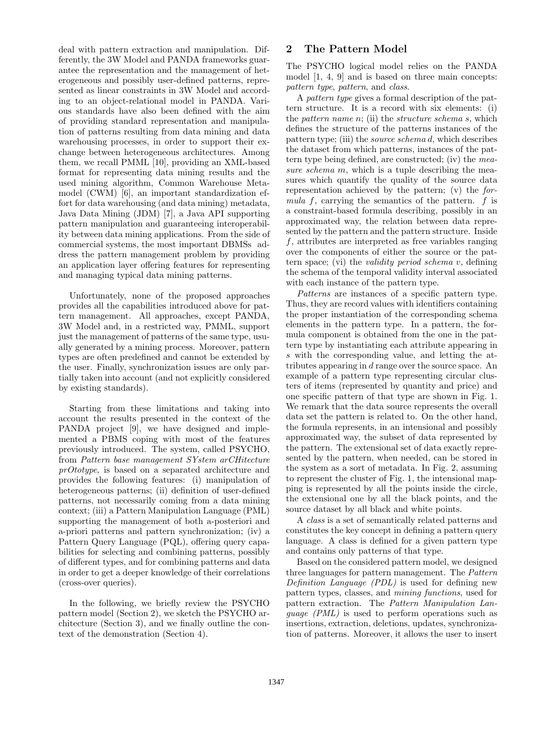deal with pattern extraction and manipulation. Differently, the 3W Model and PANDA frameworks guarantee the representation and the management of heterogeneous and possibly user-defined patterns, represented as linear constraints in 3W Model and according to an object-relational model in PANDA. Various standards have also been defined with the aim of providing standard representation and manipulation of patterns resulting from data mining and data warehousing processes, in order to support their exchange between heterogeneous architectures. Among them, we recall PMML [10], providing an XML-based format for representing data mining results and the used mining algorithm, Common Warehouse Metamodel (CWM) [6], an important standardization effort for data warehousing (and data mining) metadata, Java Data Mining (JDM) [7], a Java API supporting pattern manipulation and guaranteeing interoperability between data mining applications. From the side of commercial systems, the most important DBMSs address the pattern management problem by providing an application layer offering features for representing and managing typical data mining patterns.

Unfortunately, none of the proposed approaches provides all the capabilities introduced above for pattern management. All approaches, except PANDA, 3W Model and, in a restricted way, PMML, support just the management of patterns of the same type, usually generated by a mining process. Moreover, pattern types are often predefined and cannot be extended by the user. Finally, synchronization issues are only partially taken into account (and not explicitly considered by existing standards).

Starting from these limitations and taking into account the results presented in the context of the PANDA project [9], we have designed and implemented a PBMS coping with most of the features previously introduced. The system, called PSYCHO, from *Pattern base management SYstem arCHitecture prOtotype*, is based on a separated architecture and provides the following features: (i) manipulation of heterogeneous patterns; (ii) definition of user-defined patterns, not necessarily coming from a data mining context; (iii) a Pattern Manipulation Language (PML) supporting the management of both a-posteriori and a-priori patterns and pattern synchronization; (iv) a Pattern Query Language (PQL), offering query capabilities for selecting and combining patterns, possibly of different types, and for combining patterns and data in order to get a deeper knowledge of their correlations (cross-over queries).

In the following, we briefly review the PSYCHO pattern model (Section 2), we sketch the PSYCHO architecture (Section 3), and we finally outline the context of the demonstration (Section 4).

## 2 The Pattern Model

The PSYCHO logical model relies on the PANDA model [1, 4, 9] and is based on three main concepts: *pattern type*, *pattern*, and *class*.

A *pattern type* gives a formal description of the pattern structure. It is a record with six elements: (i) the *pattern name* $n$; (ii) the *structure schema* $s$, which defines the structure of the patterns instances of the pattern type; (iii) the *source schema* $d$, which describes the dataset from which patterns, instances of the pattern type being defined, are constructed; (iv) the *measure schema* $m$, which is a tuple describing the measures which quantify the quality of the source data representation achieved by the pattern; (v) the *formula* $f$, carrying the semantics of the pattern. $f$ is a constraint-based formula describing, possibly in an approximated way, the relation between data represented by the pattern and the pattern structure. Inside $f$, attributes are interpreted as free variables ranging over the components of either the source or the pattern space; (vi) the *validity period schema* $v$, defining the schema of the temporal validity interval associated with each instance of the pattern type.

*Patterns* are instances of a specific pattern type. Thus, they are record values with identifiers containing the proper instantiation of the corresponding schema elements in the pattern type. In a pattern, the formula component is obtained from the one in the pattern type by instantiating each attribute appearing in $s$ with the corresponding value, and letting the attributes appearing in $d$ range over the source space. An example of a pattern type representing circular clusters of items (represented by quantity and price) and one specific pattern of that type are shown in Fig. 1. We remark that the data source represents the overall data set the pattern is related to. On the other hand, the formula represents, in an intensional and possibly approximated way, the subset of data represented by the pattern. The extensional set of data exactly represented by the pattern, when needed, can be stored in the system as a sort of metadata. In Fig. 2, assuming to represent the cluster of Fig. 1, the intensional mapping is represented by all the points inside the circle, the extensional one by all the black points, and the source dataset by all black and white points.

A *class* is a set of semantically related patterns and constitutes the key concept in defining a pattern query language. A class is defined for a given pattern type and contains only patterns of that type.

Based on the considered pattern model, we designed three languages for pattern management. The *Pattern Definition Language (PDL)* is used for defining new pattern types, classes, and *mining functions*, used for pattern extraction. The *Pattern Manipulation Language (PML)* is used to perform operations such as insertions, extraction, deletions, updates, synchronization of patterns. Moreover, it allows the user to insert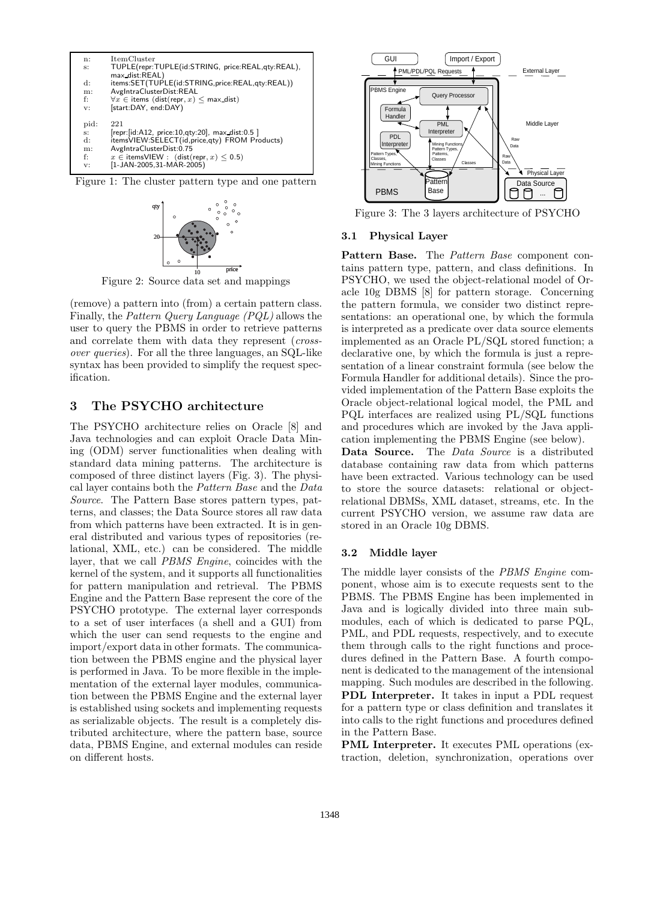```
n:    ItemCluster
s:    TUPLE(repr:TUPLE(id:STRING, price:REAL,qty:REAL),
      max_dist:REAL)
d:    items:SET(TUPLE(id:STRING,price:REAL,qty:REAL))
m:    AvgIntraClusterDist:REAL
f:    ∀x ∈ items (dist(repr, x) ≤ max_dist)
v:    [start:DAY, end:DAY)

pid:  221
s:    [repr:[id:A12, price:10,qty:20], max_dist:0.5 ]
d:    itemsVIEW:SELECT(id,price,qty) FROM Products)
m:    AvgIntraClusterDist:0.75
f:    x ∈ itemsVIEW : (dist(repr, x) ≤ 0.5)
v:    [1-JAN-2005,31-MAR-2005)
```

Figure 1: The cluster pattern type and one pattern

Figure 2: Source data set and mappings

(remove) a pattern into (from) a certain pattern class. Finally, the *Pattern Query Language (PQL)* allows the user to query the PBMS in order to retrieve patterns and correlate them with data they represent (*cross-over queries*). For all the three languages, an SQL-like syntax has been provided to simplify the request specification.

# 3 The PSYCHO architecture

The PSYCHO architecture relies on Oracle [8] and Java technologies and can exploit Oracle Data Mining (ODM) server functionalities when dealing with standard data mining patterns. The architecture is composed of three distinct layers (Fig. 3). The physical layer contains both the *Pattern Base* and the *Data Source*. The Pattern Base stores pattern types, patterns, and classes; the Data Source stores all raw data from which patterns have been extracted. It is in general distributed and various types of repositories (relational, XML, etc.) can be considered. The middle layer, that we call *PBMS Engine*, coincides with the kernel of the system, and it supports all functionalities for pattern manipulation and retrieval. The PBMS Engine and the Pattern Base represent the core of the PSYCHO prototype. The external layer corresponds to a set of user interfaces (a shell and a GUI) from which the user can send requests to the engine and import/export data in other formats. The communication between the PBMS engine and the physical layer is performed in Java. To be more flexible in the implementation of the external layer modules, communication between the PBMS Engine and the external layer is established using sockets and implementing requests as serializable objects. The result is a completely distributed architecture, where the pattern base, source data, PBMS Engine, and external modules can reside on different hosts.

Figure 3: The 3 layers architecture of PSYCHO

## 3.1 Physical Layer

**Pattern Base.** The *Pattern Base* component contains pattern type, pattern, and class definitions. In PSYCHO, we used the object-relational model of Oracle 10g DBMS [8] for pattern storage. Concerning the pattern formula, we consider two distinct representations: an operational one, by which the formula is interpreted as a predicate over data source elements implemented as an Oracle PL/SQL stored function; a declarative one, by which the formula is just a representation of a linear constraint formula (see below the Formula Handler for additional details). Since the provided implementation of the Pattern Base exploits the Oracle object-relational logical model, the PML and PQL interfaces are realized using PL/SQL functions and procedures which are invoked by the Java application implementing the PBMS Engine (see below).

**Data Source.** The *Data Source* is a distributed database containing raw data from which patterns have been extracted. Various technology can be used to store the source datasets: relational or object-relational DBMSs, XML dataset, streams, etc. In the current PSYCHO version, we assume raw data are stored in an Oracle 10g DBMS.

## 3.2 Middle layer

The middle layer consists of the *PBMS Engine* component, whose aim is to execute requests sent to the PBMS. The PBMS Engine has been implemented in Java and is logically divided into three main submodules, each of which is dedicated to parse PQL, PML, and PDL requests, respectively, and to execute them through calls to the right functions and procedures defined in the Pattern Base. A fourth component is dedicated to the management of the intensional mapping. Such modules are described in the following.

**PDL Interpreter.** It takes in input a PDL request for a pattern type or class definition and translates it into calls to the right functions and procedures defined in the Pattern Base.

**PML Interpreter.** It executes PML operations (extraction, deletion, synchronization, operations over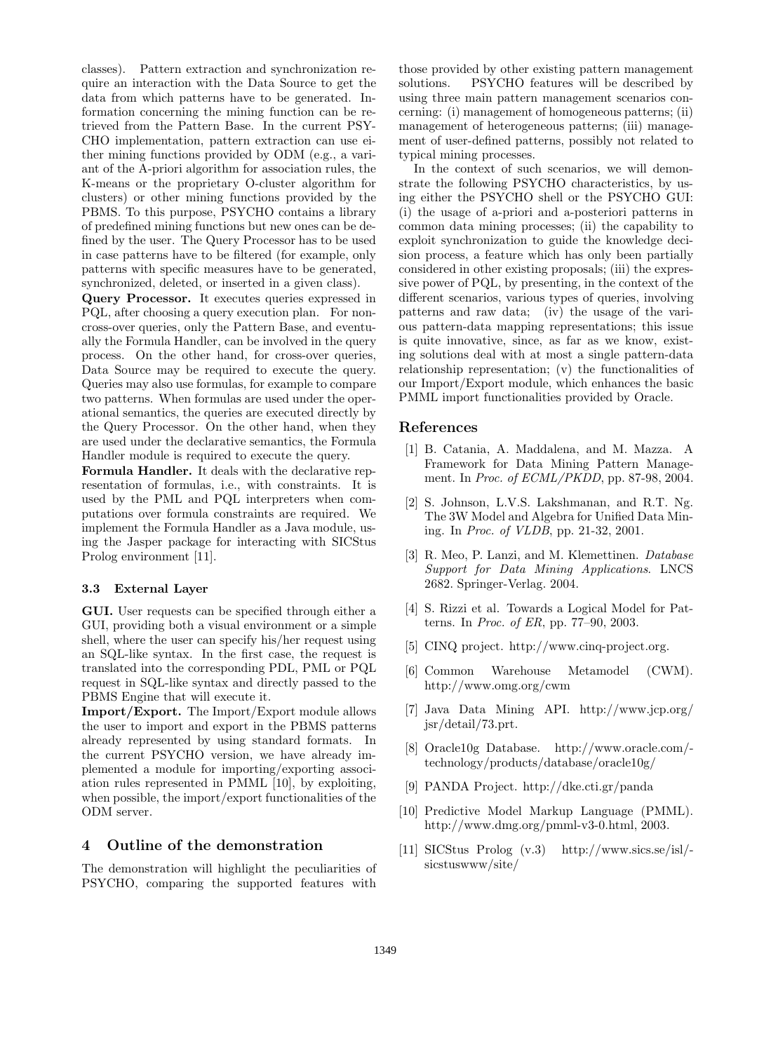classes). Pattern extraction and synchronization require an interaction with the Data Source to get the data from which patterns have to be generated. Information concerning the mining function can be retrieved from the Pattern Base. In the current PSYCHO implementation, pattern extraction can use either mining functions provided by ODM (e.g., a variant of the A-priori algorithm for association rules, the K-means or the proprietary O-cluster algorithm for clusters) or other mining functions provided by the PBMS. To this purpose, PSYCHO contains a library of predefined mining functions but new ones can be defined by the user. The Query Processor has to be used in case patterns have to be filtered (for example, only patterns with specific measures have to be generated, synchronized, deleted, or inserted in a given class).

**Query Processor.** It executes queries expressed in PQL, after choosing a query execution plan. For non-cross-over queries, only the Pattern Base, and eventually the Formula Handler, can be involved in the query process. On the other hand, for cross-over queries, Data Source may be required to execute the query. Queries may also use formulas, for example to compare two patterns. When formulas are used under the operational semantics, the queries are executed directly by the Query Processor. On the other hand, when they are used under the declarative semantics, the Formula Handler module is required to execute the query.

**Formula Handler.** It deals with the declarative representation of formulas, i.e., with constraints. It is used by the PML and PQL interpreters when computations over formula constraints are required. We implement the Formula Handler as a Java module, using the Jasper package for interacting with SICStus Prolog environment [11].

### 3.3 External Layer

**GUI.** User requests can be specified through either a GUI, providing both a visual environment or a simple shell, where the user can specify his/her request using an SQL-like syntax. In the first case, the request is translated into the corresponding PDL, PML or PQL request in SQL-like syntax and directly passed to the PBMS Engine that will execute it.

**Import/Export.** The Import/Export module allows the user to import and export in the PBMS patterns already represented by using standard formats. In the current PSYCHO version, we have already implemented a module for importing/exporting association rules represented in PMML [10], by exploiting, when possible, the import/export functionalities of the ODM server.

## 4 Outline of the demonstration

The demonstration will highlight the peculiarities of PSYCHO, comparing the supported features with those provided by other existing pattern management solutions. PSYCHO features will be described by using three main pattern management scenarios concerning: (i) management of homogeneous patterns; (ii) management of heterogeneous patterns; (iii) management of user-defined patterns, possibly not related to typical mining processes.

In the context of such scenarios, we will demonstrate the following PSYCHO characteristics, by using either the PSYCHO shell or the PSYCHO GUI: (i) the usage of a-priori and a-posteriori patterns in common data mining processes; (ii) the capability to exploit synchronization to guide the knowledge decision process, a feature which has only been partially considered in other existing proposals; (iii) the expressive power of PQL, by presenting, in the context of the different scenarios, various types of queries, involving patterns and raw data; (iv) the usage of the various pattern-data mapping representations; this issue is quite innovative, since, as far as we know, existing solutions deal with at most a single pattern-data relationship representation; (v) the functionalities of our Import/Export module, which enhances the basic PMML import functionalities provided by Oracle.

## References

[1] B. Catania, A. Maddalena, and M. Mazza. A Framework for Data Mining Pattern Management. In *Proc. of ECML/PKDD*, pp. 87-98, 2004.

[2] S. Johnson, L.V.S. Lakshmanan, and R.T. Ng. The 3W Model and Algebra for Unified Data Mining. In *Proc. of VLDB*, pp. 21-32, 2001.

[3] R. Meo, P. Lanzi, and M. Klemettinen. *Database Support for Data Mining Applications*. LNCS 2682. Springer-Verlag. 2004.

[4] S. Rizzi et al. Towards a Logical Model for Patterns. In *Proc. of ER*, pp. 77–90, 2003.

[5] CINQ project. http://www.cinq-project.org.

[6] Common Warehouse Metamodel (CWM). http://www.omg.org/cwm

[7] Java Data Mining API. http://www.jcp.org/jsr/detail/73.prt.

[8] Oracle10g Database. http://www.oracle.com/-technology/products/database/oracle10g/

[9] PANDA Project. http://dke.cti.gr/panda

[10] Predictive Model Markup Language (PMML). http://www.dmg.org/pmml-v3-0.html, 2003.

[11] SICStus Prolog (v.3) http://www.sics.se/isl/-sicstuswww/site/